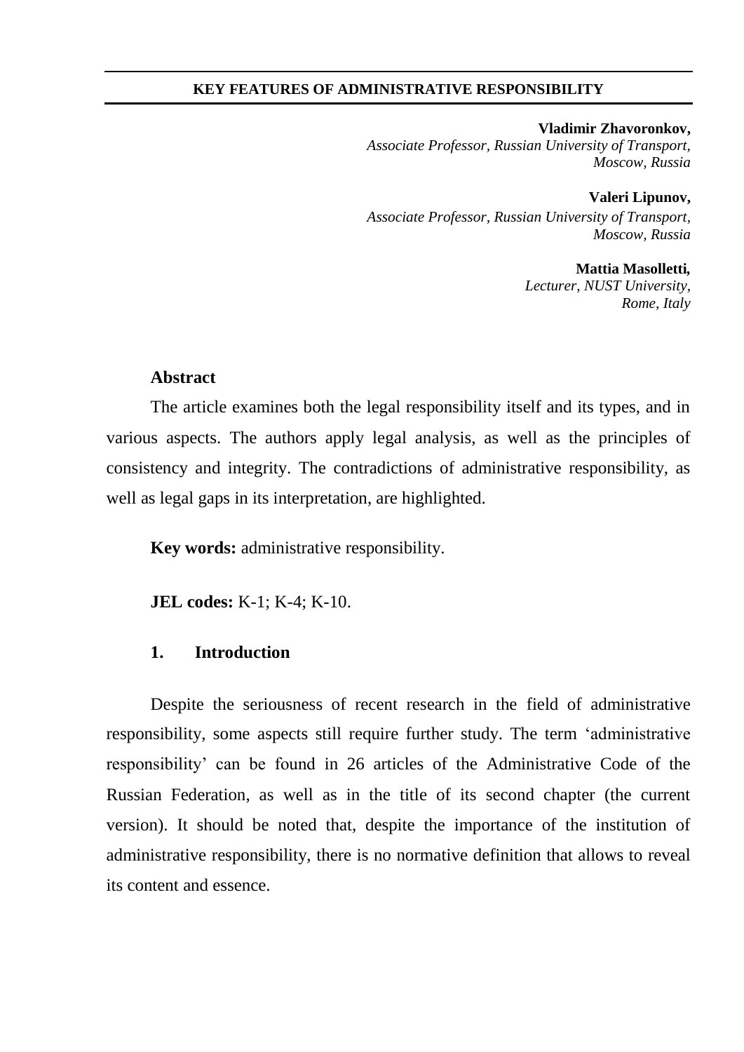# KEY FEATURES OF ADMINISTRATIVE RESPONSIBILITY

**Vladimir Zhavoronkov,**
*Associate Professor, Russian University of Transport, Moscow, Russia*

**Valeri Lipunov,**
*Associate Professor, Russian University of Transport, Moscow, Russia*

**Mattia Masolletti,**
*Lecturer, NUST University, Rome, Italy*

## Abstract

The article examines both the legal responsibility itself and its types, and in various aspects. The authors apply legal analysis, as well as the principles of consistency and integrity. The contradictions of administrative responsibility, as well as legal gaps in its interpretation, are highlighted.

**Key words:** administrative responsibility.

**JEL codes:** K-1; K-4; K-10.

## 1. Introduction

Despite the seriousness of recent research in the field of administrative responsibility, some aspects still require further study. The term ‘administrative responsibility’ can be found in 26 articles of the Administrative Code of the Russian Federation, as well as in the title of its second chapter (the current version). It should be noted that, despite the importance of the institution of administrative responsibility, there is no normative definition that allows to reveal its content and essence.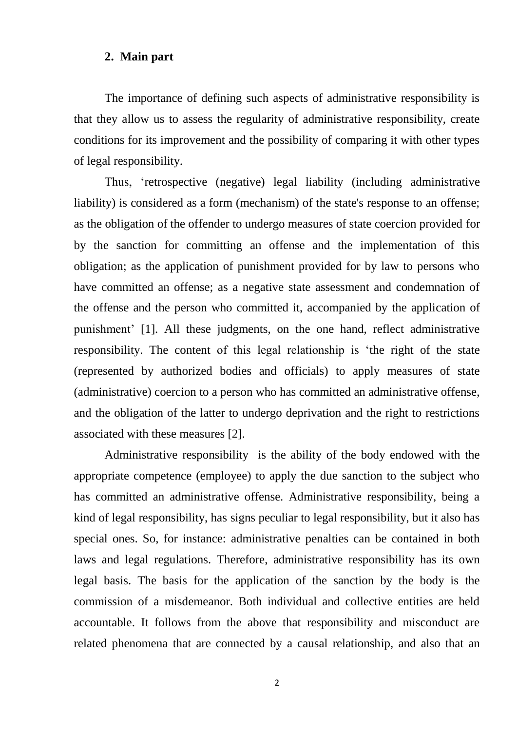## 2. Main part

The importance of defining such aspects of administrative responsibility is that they allow us to assess the regularity of administrative responsibility, create conditions for its improvement and the possibility of comparing it with other types of legal responsibility.

Thus, 'retrospective (negative) legal liability (including administrative liability) is considered as a form (mechanism) of the state's response to an offense; as the obligation of the offender to undergo measures of state coercion provided for by the sanction for committing an offense and the implementation of this obligation; as the application of punishment provided for by law to persons who have committed an offense; as a negative state assessment and condemnation of the offense and the person who committed it, accompanied by the application of punishment' [1]. All these judgments, on the one hand, reflect administrative responsibility. The content of this legal relationship is 'the right of the state (represented by authorized bodies and officials) to apply measures of state (administrative) coercion to a person who has committed an administrative offense, and the obligation of the latter to undergo deprivation and the right to restrictions associated with these measures [2].

Administrative responsibility is the ability of the body endowed with the appropriate competence (employee) to apply the due sanction to the subject who has committed an administrative offense. Administrative responsibility, being a kind of legal responsibility, has signs peculiar to legal responsibility, but it also has special ones. So, for instance: administrative penalties can be contained in both laws and legal regulations. Therefore, administrative responsibility has its own legal basis. The basis for the application of the sanction by the body is the commission of a misdemeanor. Both individual and collective entities are held accountable. It follows from the above that responsibility and misconduct are related phenomena that are connected by a causal relationship, and also that an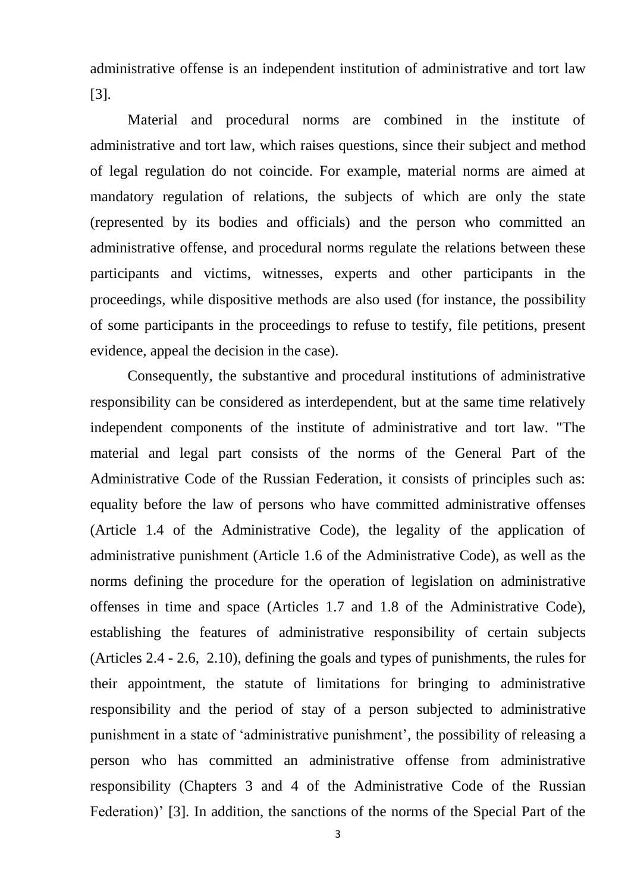administrative offense is an independent institution of administrative and tort law [3].

Material and procedural norms are combined in the institute of administrative and tort law, which raises questions, since their subject and method of legal regulation do not coincide. For example, material norms are aimed at mandatory regulation of relations, the subjects of which are only the state (represented by its bodies and officials) and the person who committed an administrative offense, and procedural norms regulate the relations between these participants and victims, witnesses, experts and other participants in the proceedings, while dispositive methods are also used (for instance, the possibility of some participants in the proceedings to refuse to testify, file petitions, present evidence, appeal the decision in the case).

Consequently, the substantive and procedural institutions of administrative responsibility can be considered as interdependent, but at the same time relatively independent components of the institute of administrative and tort law. "The material and legal part consists of the norms of the General Part of the Administrative Code of the Russian Federation, it consists of principles such as: equality before the law of persons who have committed administrative offenses (Article 1.4 of the Administrative Code), the legality of the application of administrative punishment (Article 1.6 of the Administrative Code), as well as the norms defining the procedure for the operation of legislation on administrative offenses in time and space (Articles 1.7 and 1.8 of the Administrative Code), establishing the features of administrative responsibility of certain subjects (Articles 2.4 - 2.6, 2.10), defining the goals and types of punishments, the rules for their appointment, the statute of limitations for bringing to administrative responsibility and the period of stay of a person subjected to administrative punishment in a state of 'administrative punishment', the possibility of releasing a person who has committed an administrative offense from administrative responsibility (Chapters 3 and 4 of the Administrative Code of the Russian Federation)' [3]. In addition, the sanctions of the norms of the Special Part of the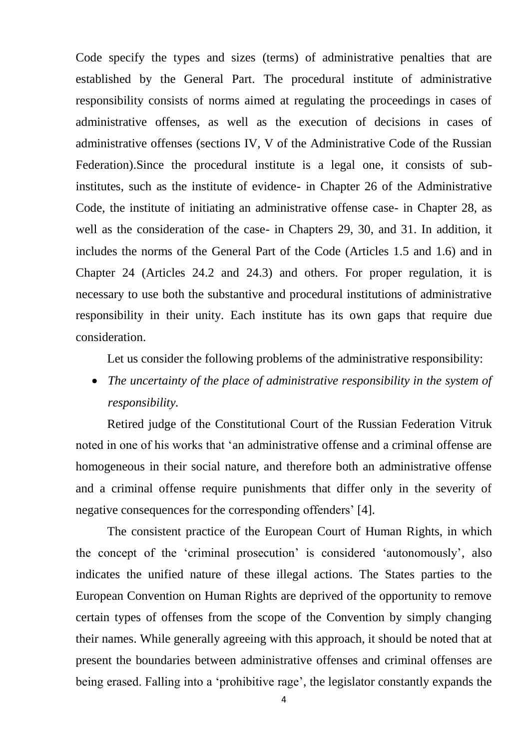Code specify the types and sizes (terms) of administrative penalties that are established by the General Part. The procedural institute of administrative responsibility consists of norms aimed at regulating the proceedings in cases of administrative offenses, as well as the execution of decisions in cases of administrative offenses (sections IV, V of the Administrative Code of the Russian Federation).Since the procedural institute is a legal one, it consists of sub-institutes, such as the institute of evidence- in Chapter 26 of the Administrative Code, the institute of initiating an administrative offense case- in Chapter 28, as well as the consideration of the case- in Chapters 29, 30, and 31. In addition, it includes the norms of the General Part of the Code (Articles 1.5 and 1.6) and in Chapter 24 (Articles 24.2 and 24.3) and others. For proper regulation, it is necessary to use both the substantive and procedural institutions of administrative responsibility in their unity. Each institute has its own gaps that require due consideration.

Let us consider the following problems of the administrative responsibility:

- *The uncertainty of the place of administrative responsibility in the system of responsibility.*

Retired judge of the Constitutional Court of the Russian Federation Vitruk noted in one of his works that 'an administrative offense and a criminal offense are homogeneous in their social nature, and therefore both an administrative offense and a criminal offense require punishments that differ only in the severity of negative consequences for the corresponding offenders' [4].

The consistent practice of the European Court of Human Rights, in which the concept of the 'criminal prosecution' is considered 'autonomously', also indicates the unified nature of these illegal actions. The States parties to the European Convention on Human Rights are deprived of the opportunity to remove certain types of offenses from the scope of the Convention by simply changing their names. While generally agreeing with this approach, it should be noted that at present the boundaries between administrative offenses and criminal offenses are being erased. Falling into a 'prohibitive rage', the legislator constantly expands the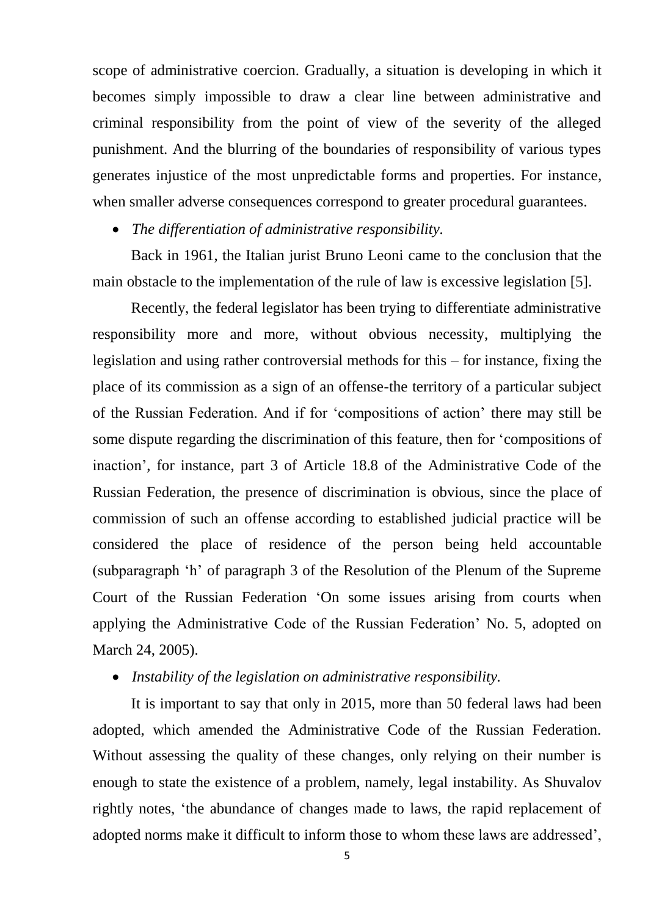scope of administrative coercion. Gradually, a situation is developing in which it becomes simply impossible to draw a clear line between administrative and criminal responsibility from the point of view of the severity of the alleged punishment. And the blurring of the boundaries of responsibility of various types generates injustice of the most unpredictable forms and properties. For instance, when smaller adverse consequences correspond to greater procedural guarantees.

- *The differentiation of administrative responsibility.*

Back in 1961, the Italian jurist Bruno Leoni came to the conclusion that the main obstacle to the implementation of the rule of law is excessive legislation [5].

Recently, the federal legislator has been trying to differentiate administrative responsibility more and more, without obvious necessity, multiplying the legislation and using rather controversial methods for this – for instance, fixing the place of its commission as a sign of an offense-the territory of a particular subject of the Russian Federation. And if for 'compositions of action' there may still be some dispute regarding the discrimination of this feature, then for 'compositions of inaction', for instance, part 3 of Article 18.8 of the Administrative Code of the Russian Federation, the presence of discrimination is obvious, since the place of commission of such an offense according to established judicial practice will be considered the place of residence of the person being held accountable (subparagraph 'h' of paragraph 3 of the Resolution of the Plenum of the Supreme Court of the Russian Federation 'On some issues arising from courts when applying the Administrative Code of the Russian Federation' No. 5, adopted on March 24, 2005).

- *Instability of the legislation on administrative responsibility.*

It is important to say that only in 2015, more than 50 federal laws had been adopted, which amended the Administrative Code of the Russian Federation. Without assessing the quality of these changes, only relying on their number is enough to state the existence of a problem, namely, legal instability. As Shuvalov rightly notes, 'the abundance of changes made to laws, the rapid replacement of adopted norms make it difficult to inform those to whom these laws are addressed',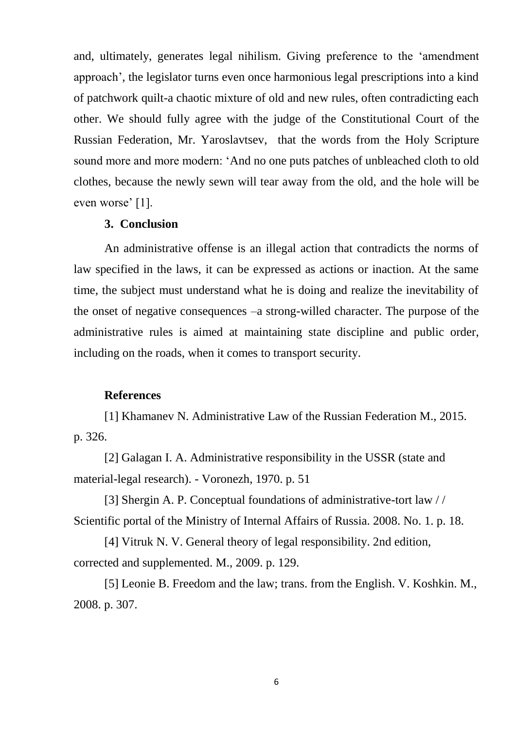and, ultimately, generates legal nihilism. Giving preference to the ‘amendment approach’, the legislator turns even once harmonious legal prescriptions into a kind of patchwork quilt-a chaotic mixture of old and new rules, often contradicting each other. We should fully agree with the judge of the Constitutional Court of the Russian Federation, Mr. Yaroslavtsev, that the words from the Holy Scripture sound more and more modern: ‘And no one puts patches of unbleached cloth to old clothes, because the newly sewn will tear away from the old, and the hole will be even worse’ [1].

## 3. Conclusion

An administrative offense is an illegal action that contradicts the norms of law specified in the laws, it can be expressed as actions or inaction. At the same time, the subject must understand what he is doing and realize the inevitability of the onset of negative consequences –a strong-willed character. The purpose of the administrative rules is aimed at maintaining state discipline and public order, including on the roads, when it comes to transport security.

## References

[1] Khamanev N. Administrative Law of the Russian Federation M., 2015. p. 326.

[2] Galagan I. A. Administrative responsibility in the USSR (state and material-legal research). - Voronezh, 1970. p. 51

[3] Shergin A. P. Conceptual foundations of administrative-tort law / / Scientific portal of the Ministry of Internal Affairs of Russia. 2008. No. 1. p. 18.

[4] Vitruk N. V. General theory of legal responsibility. 2nd edition, corrected and supplemented. M., 2009. p. 129.

[5] Leonie B. Freedom and the law; trans. from the English. V. Koshkin. M., 2008. p. 307.